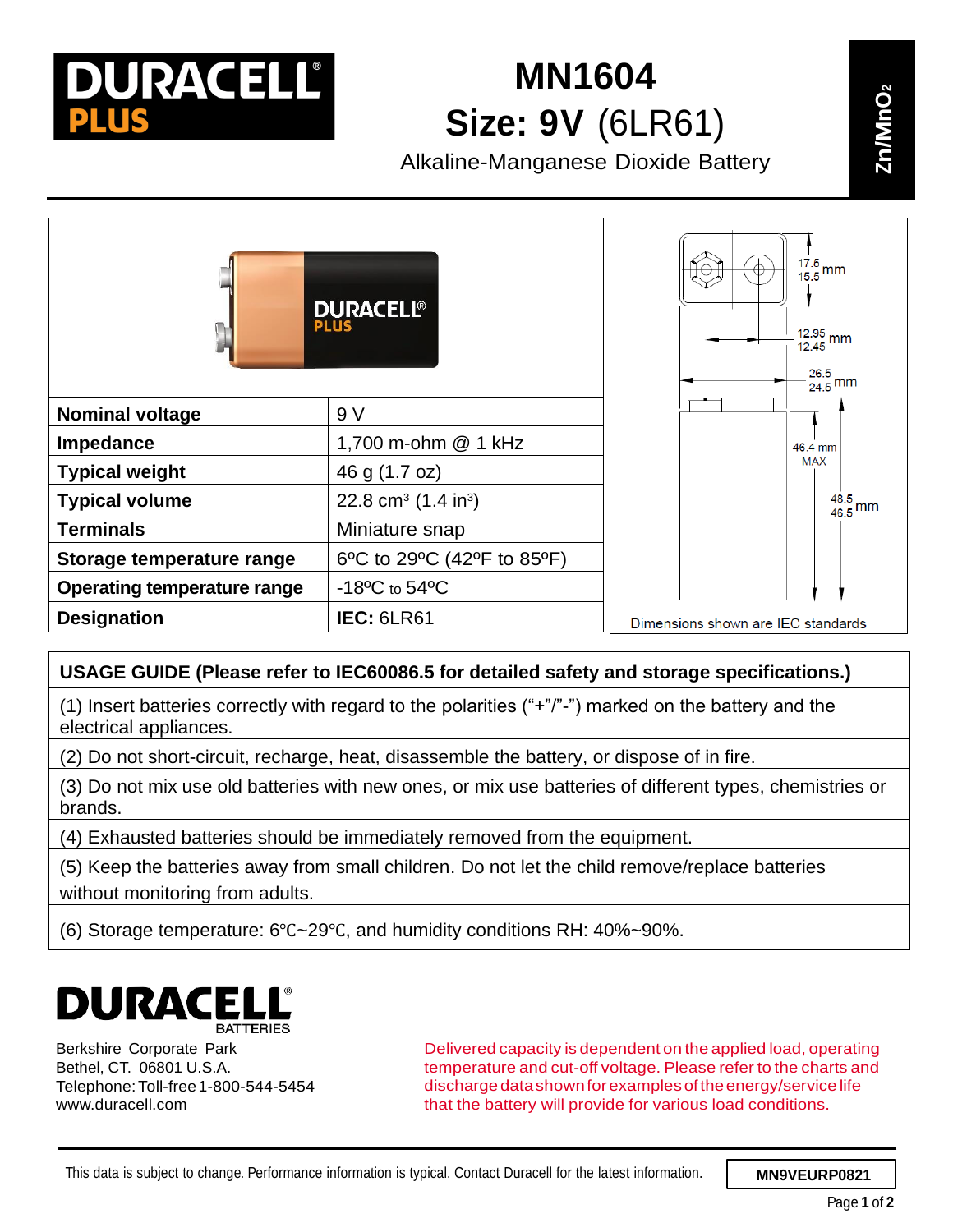DURACELL PLUS

# MN1604

## Size: 9V (6LR61)

Alkaline-Manganese Dioxide Battery

Zn/MnO₂

| Nominal voltage | 9 V |
|---|---|
| Impedance | 1,700 m-ohm @ 1 kHz |
| Typical weight | 46 g (1.7 oz) |
| Typical volume | 22.8 cm³ (1.4 in³) |
| Terminals | Miniature snap |
| Storage temperature range | 6ºC to 29ºC (42ºF to 85ºF) |
| Operating temperature range | -18ºC to 54ºC |
| Designation | **IEC:** 6LR61 |

17.5/15.5 mm

12.95/12.45 mm

26.5/24.5 mm

46.4 mm MAX

48.5/46.5 mm

Dimensions shown are IEC standards

| USAGE GUIDE (Please refer to IEC60086.5 for detailed safety and storage specifications.) |
|---|
| (1) Insert batteries correctly with regard to the polarities (“+”/”-”) marked on the battery and the electrical appliances. |
| (2) Do not short-circuit, recharge, heat, disassemble the battery, or dispose of in fire. |
| (3) Do not mix use old batteries with new ones, or mix use batteries of different types, chemistries or brands. |
| (4) Exhausted batteries should be immediately removed from the equipment. |
| (5) Keep the batteries away from small children. Do not let the child remove/replace batteries without monitoring from adults. |
| (6) Storage temperature: 6℃~29℃, and humidity conditions RH: 40%~90%. |

DURACELL BATTERIES

Berkshire Corporate Park
Bethel, CT. 06801 U.S.A.
Telephone: Toll-free 1-800-544-5454
www.duracell.com

Delivered capacity is dependent on the applied load, operating temperature and cut-off voltage. Please refer to the charts and discharge data shown for examples of the energy/service life that the battery will provide for various load conditions.

This data is subject to change. Performance information is typical. Contact Duracell for the latest information.

MN9VEURP0821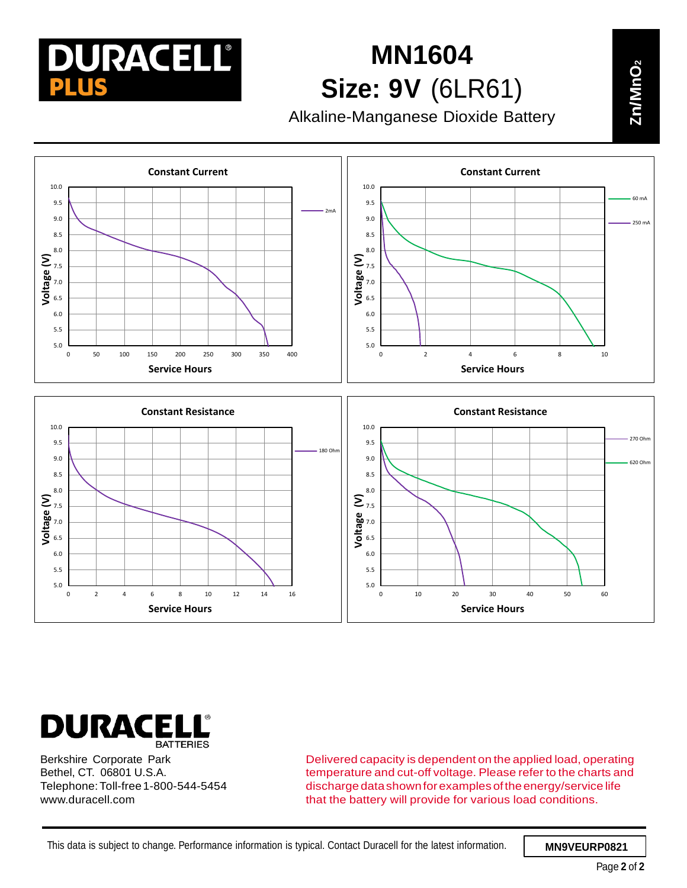# DURACELL PLUS

# MN1604
# Size: 9V (6LR61)

Alkaline-Manganese Dioxide Battery

$Zn/MnO_2$

Constant Current

Voltage (V)

10.0
9.5
9.0
8.5
8.0
7.5
7.0
6.5
6.0
5.5
5.0

0 50 100 150 200 250 300 350 400

Service Hours

2mA

Constant Current

Voltage (V)

10.0
9.5
9.0
8.5
8.0
7.5
7.0
6.5
6.0
5.5
5.0

0 2 4 6 8 10

Service Hours

60 mA
250 mA

Constant Resistance

Voltage (V)

10.0
9.5
9.0
8.5
8.0
7.5
7.0
6.5
6.0
5.5
5.0

0 2 4 6 8 10 12 14 16

Service Hours

180 Ohm

Constant Resistance

Voltage (V)

10.0
9.5
9.0
8.5
8.0
7.5
7.0
6.5
6.0
5.5
5.0

0 10 20 30 40 50 60

Service Hours

270 Ohm
620 Ohm

**DURACELL** BATTERIES

Berkshire Corporate Park
Bethel, CT. 06801 U.S.A.
Telephone: Toll-free 1-800-544-5454
www.duracell.com

Delivered capacity is dependent on the applied load, operating temperature and cut-off voltage. Please refer to the charts and discharge data shown for examples of the energy/service life that the battery will provide for various load conditions.

This data is subject to change. Performance information is typical. Contact Duracell for the latest information.

**MN9VEURP0821**